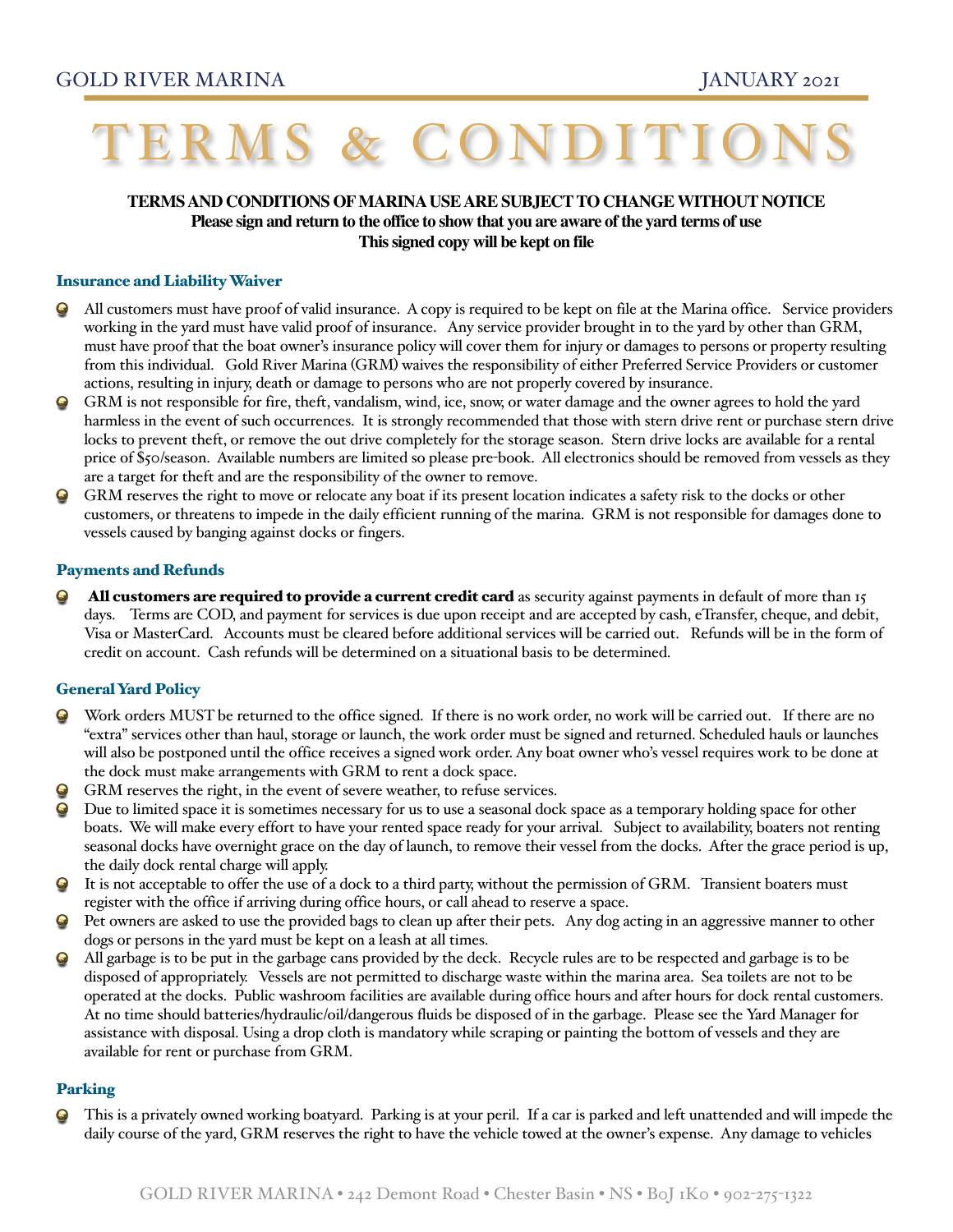# TERMS & CONDITIONS

**TERMS AND CONDITIONS OF MARINA USE ARE SUBJECT TO CHANGE WITHOUT NOTICE**
**Please sign and return to the office to show that you are aware of the yard terms of use**
**This signed copy will be kept on file**

### Insurance and Liability Waiver

- All customers must have proof of valid insurance. A copy is required to be kept on file at the Marina office. Service providers working in the yard must have valid proof of insurance. Any service provider brought in to the yard by other than GRM, must have proof that the boat owner's insurance policy will cover them for injury or damages to persons or property resulting from this individual. Gold River Marina (GRM) waives the responsibility of either Preferred Service Providers or customer actions, resulting in injury, death or damage to persons who are not properly covered by insurance.
- GRM is not responsible for fire, theft, vandalism, wind, ice, snow, or water damage and the owner agrees to hold the yard harmless in the event of such occurrences. It is strongly recommended that those with stern drive rent or purchase stern drive locks to prevent theft, or remove the out drive completely for the storage season. Stern drive locks are available for a rental price of $50/season. Available numbers are limited so please pre-book. All electronics should be removed from vessels as they are a target for theft and are the responsibility of the owner to remove.
- GRM reserves the right to move or relocate any boat if its present location indicates a safety risk to the docks or other customers, or threatens to impede in the daily efficient running of the marina. GRM is not responsible for damages done to vessels caused by banging against docks or fingers.

### Payments and Refunds

- **All customers are required to provide a current credit card** as security against payments in default of more than 15 days. Terms are COD, and payment for services is due upon receipt and are accepted by cash, eTransfer, cheque, and debit, Visa or MasterCard. Accounts must be cleared before additional services will be carried out. Refunds will be in the form of credit on account. Cash refunds will be determined on a situational basis to be determined.

### General Yard Policy

- Work orders MUST be returned to the office signed. If there is no work order, no work will be carried out. If there are no "extra" services other than haul, storage or launch, the work order must be signed and returned. Scheduled hauls or launches will also be postponed until the office receives a signed work order. Any boat owner who's vessel requires work to be done at the dock must make arrangements with GRM to rent a dock space.
- GRM reserves the right, in the event of severe weather, to refuse services.
- Due to limited space it is sometimes necessary for us to use a seasonal dock space as a temporary holding space for other boats. We will make every effort to have your rented space ready for your arrival. Subject to availability, boaters not renting seasonal docks have overnight grace on the day of launch, to remove their vessel from the docks. After the grace period is up, the daily dock rental charge will apply.
- It is not acceptable to offer the use of a dock to a third party, without the permission of GRM. Transient boaters must register with the office if arriving during office hours, or call ahead to reserve a space.
- Pet owners are asked to use the provided bags to clean up after their pets. Any dog acting in an aggressive manner to other dogs or persons in the yard must be kept on a leash at all times.
- All garbage is to be put in the garbage cans provided by the deck. Recycle rules are to be respected and garbage is to be disposed of appropriately. Vessels are not permitted to discharge waste within the marina area. Sea toilets are not to be operated at the docks. Public washroom facilities are available during office hours and after hours for dock rental customers. At no time should batteries/hydraulic/oil/dangerous fluids be disposed of in the garbage. Please see the Yard Manager for assistance with disposal. Using a drop cloth is mandatory while scraping or painting the bottom of vessels and they are available for rent or purchase from GRM.

### Parking

- This is a privately owned working boatyard. Parking is at your peril. If a car is parked and left unattended and will impede the daily course of the yard, GRM reserves the right to have the vehicle towed at the owner's expense. Any damage to vehicles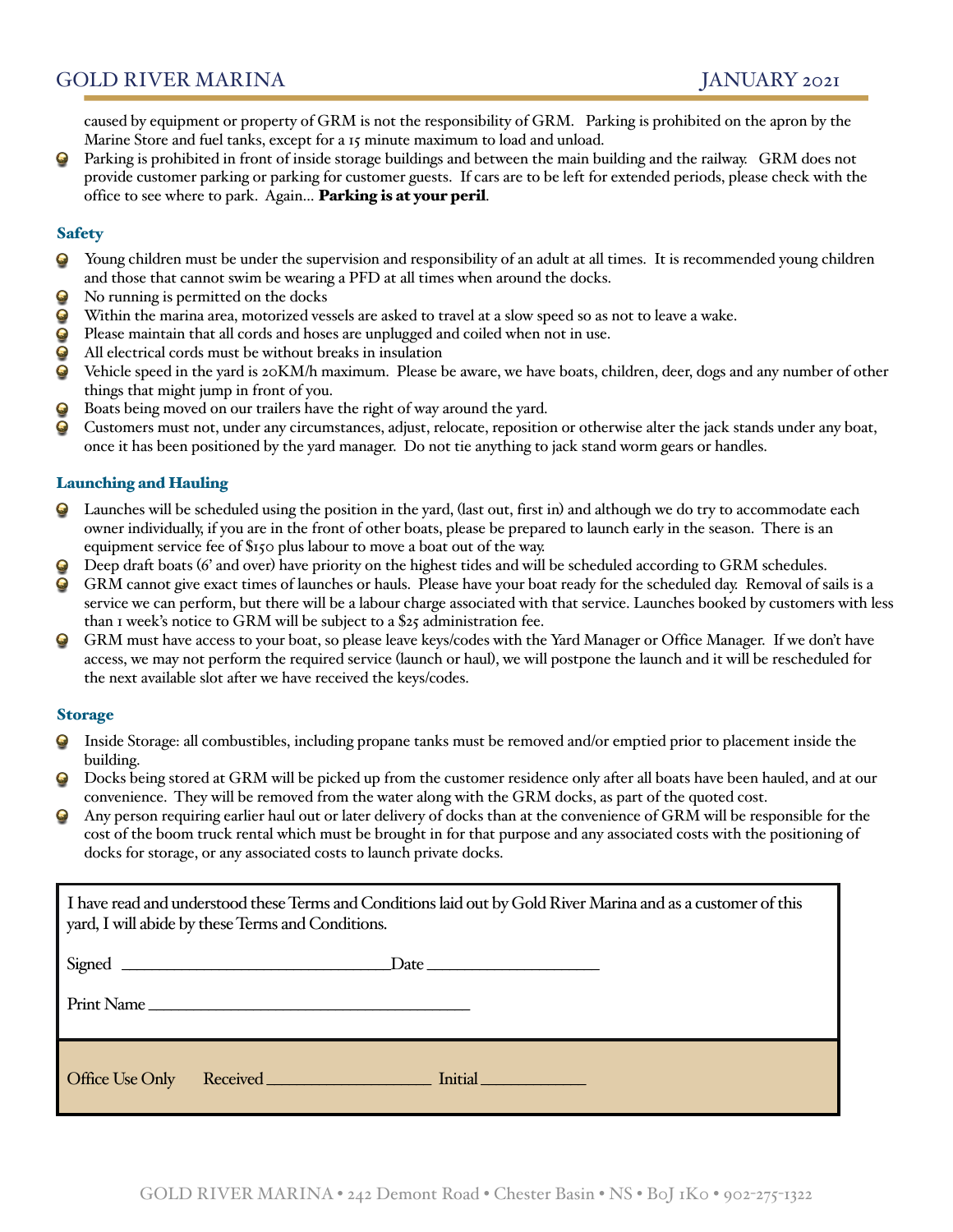caused by equipment or property of GRM is not the responsibility of GRM. Parking is prohibited on the apron by the Marine Store and fuel tanks, except for a 15 minute maximum to load and unload.

- Parking is prohibited in front of inside storage buildings and between the main building and the railway. GRM does not provide customer parking or parking for customer guests. If cars are to be left for extended periods, please check with the office to see where to park. Again… **Parking is at your peril**.

### Safety

- Young children must be under the supervision and responsibility of an adult at all times. It is recommended young children and those that cannot swim be wearing a PFD at all times when around the docks.
- No running is permitted on the docks
- Within the marina area, motorized vessels are asked to travel at a slow speed so as not to leave a wake.
- Please maintain that all cords and hoses are unplugged and coiled when not in use.
- All electrical cords must be without breaks in insulation
- Vehicle speed in the yard is 20KM/h maximum. Please be aware, we have boats, children, deer, dogs and any number of other things that might jump in front of you.
- Boats being moved on our trailers have the right of way around the yard.
- Customers must not, under any circumstances, adjust, relocate, reposition or otherwise alter the jack stands under any boat, once it has been positioned by the yard manager. Do not tie anything to jack stand worm gears or handles.

### Launching and Hauling

- Launches will be scheduled using the position in the yard, (last out, first in) and although we do try to accommodate each owner individually, if you are in the front of other boats, please be prepared to launch early in the season. There is an equipment service fee of $150 plus labour to move a boat out of the way.
- Deep draft boats (6' and over) have priority on the highest tides and will be scheduled according to GRM schedules.
- GRM cannot give exact times of launches or hauls. Please have your boat ready for the scheduled day. Removal of sails is a service we can perform, but there will be a labour charge associated with that service. Launches booked by customers with less than 1 week's notice to GRM will be subject to a $25 administration fee.
- GRM must have access to your boat, so please leave keys/codes with the Yard Manager or Office Manager. If we don't have access, we may not perform the required service (launch or haul), we will postpone the launch and it will be rescheduled for the next available slot after we have received the keys/codes.

### Storage

- Inside Storage: all combustibles, including propane tanks must be removed and/or emptied prior to placement inside the building.
- Docks being stored at GRM will be picked up from the customer residence only after all boats have been hauled, and at our convenience. They will be removed from the water along with the GRM docks, as part of the quoted cost.
- Any person requiring earlier haul out or later delivery of docks than at the convenience of GRM will be responsible for the cost of the boom truck rental which must be brought in for that purpose and any associated costs with the positioning of docks for storage, or any associated costs to launch private docks.

I have read and understood these Terms and Conditions laid out by Gold River Marina and as a customer of this yard, I will abide by these Terms and Conditions.

Signed ______________________________ Date ____________________

Print Name ____________________________________

Office Use Only Received ____________________ Initial ____________